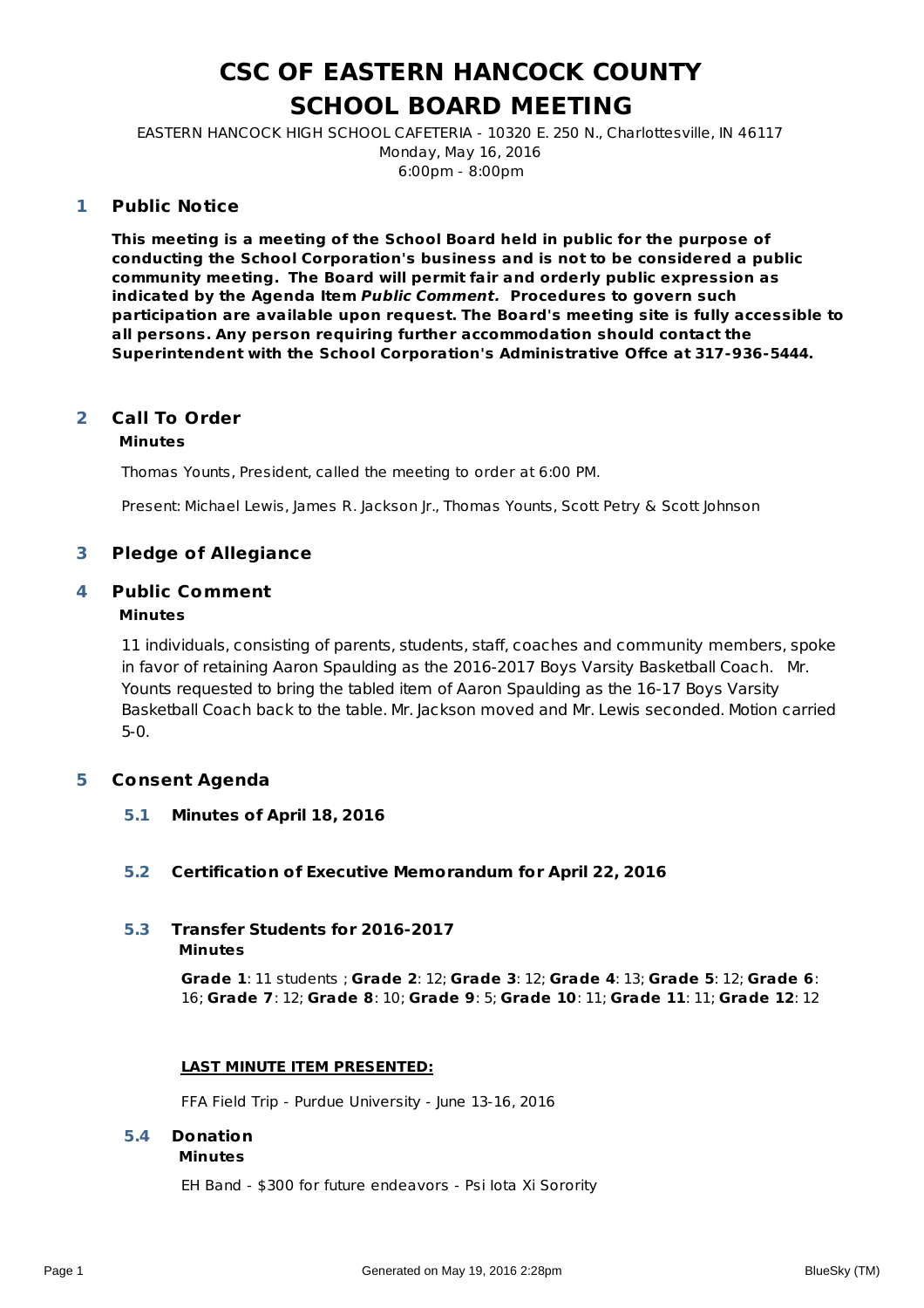# CSC OF EASTERN HANCOCK COUNTY
# SCHOOL BOARD MEETING

EASTERN HANCOCK HIGH SCHOOL CAFETERIA - 10320 E. 250 N., Charlottesville, IN 46117
Monday, May 16, 2016
6:00pm - 8:00pm

## 1 Public Notice

**This meeting is a meeting of the School Board held in public for the purpose of conducting the School Corporation's business and is not to be considered a public community meeting. The Board will permit fair and orderly public expression as indicated by the Agenda Item *Public Comment.* Procedures to govern such participation are available upon request. The Board's meeting site is fully accessible to all persons. Any person requiring further accommodation should contact the Superintendent with the School Corporation's Administrative Offce at 317-936-5444.**

## 2 Call To Order

**Minutes**

Thomas Younts, President, called the meeting to order at 6:00 PM.

Present: Michael Lewis, James R. Jackson Jr., Thomas Younts, Scott Petry & Scott Johnson

## 3 Pledge of Allegiance

## 4 Public Comment

**Minutes**

11 individuals, consisting of parents, students, staff, coaches and community members, spoke in favor of retaining Aaron Spaulding as the 2016-2017 Boys Varsity Basketball Coach. Mr. Younts requested to bring the tabled item of Aaron Spaulding as the 16-17 Boys Varsity Basketball Coach back to the table. Mr. Jackson moved and Mr. Lewis seconded. Motion carried 5-0.

## 5 Consent Agenda

### 5.1 Minutes of April 18, 2016

### 5.2 Certification of Executive Memorandum for April 22, 2016

### 5.3 Transfer Students for 2016-2017

**Minutes**

**Grade 1**: 11 students ; **Grade 2**: 12; **Grade 3**: 12; **Grade 4**: 13; **Grade 5**: 12; **Grade 6**: 16; **Grade 7**: 12; **Grade 8**: 10; **Grade 9**: 5; **Grade 10**: 11; **Grade 11**: 11; **Grade 12**: 12

**<u>LAST MINUTE ITEM PRESENTED:</u>**

FFA Field Trip - Purdue University - June 13-16, 2016

### 5.4 Donation

**Minutes**

EH Band - $300 for future endeavors - Psi Iota Xi Sorority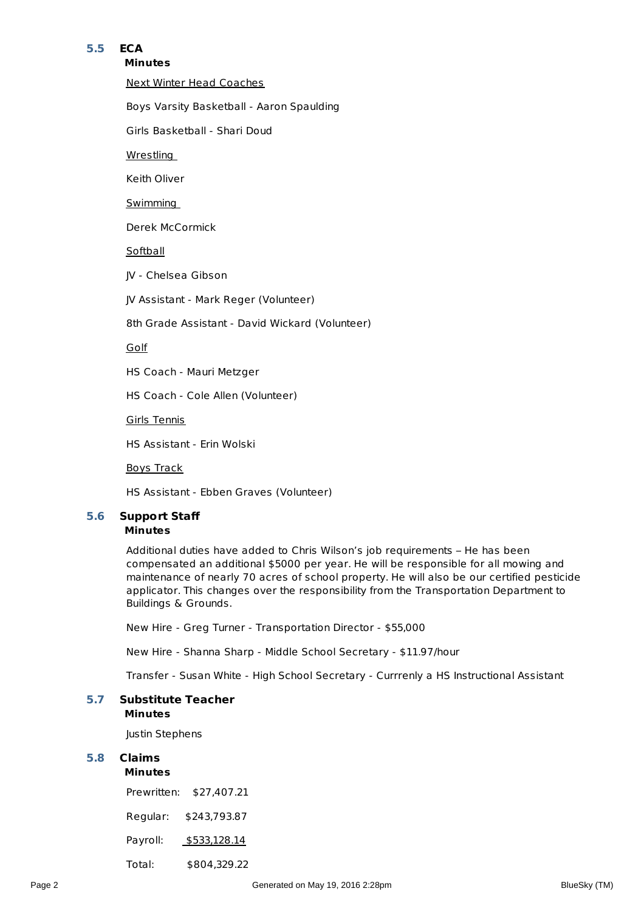## 5.5 ECA

**Minutes**

Next Winter Head Coaches

Boys Varsity Basketball - Aaron Spaulding

Girls Basketball - Shari Doud

Wrestling

Keith Oliver

Swimming

Derek McCormick

Softball

JV - Chelsea Gibson

JV Assistant - Mark Reger (Volunteer)

8th Grade Assistant - David Wickard (Volunteer)

Golf

HS Coach - Mauri Metzger

HS Coach - Cole Allen (Volunteer)

Girls Tennis

HS Assistant - Erin Wolski

Boys Track

HS Assistant - Ebben Graves (Volunteer)

## 5.6 Support Staff

**Minutes**

Additional duties have added to Chris Wilson's job requirements – He has been compensated an additional $5000 per year. He will be responsible for all mowing and maintenance of nearly 70 acres of school property. He will also be our certified pesticide applicator. This changes over the responsibility from the Transportation Department to Buildings & Grounds.

New Hire - Greg Turner - Transportation Director - $55,000

New Hire - Shanna Sharp - Middle School Secretary - $11.97/hour

Transfer - Susan White - High School Secretary - Currrenly a HS Instructional Assistant

## 5.7 Substitute Teacher

**Minutes**

Justin Stephens

## 5.8 Claims

**Minutes**

Prewritten: $27,407.21

Regular: $243,793.87

Payroll: $533,128.14

Total: $804,329.22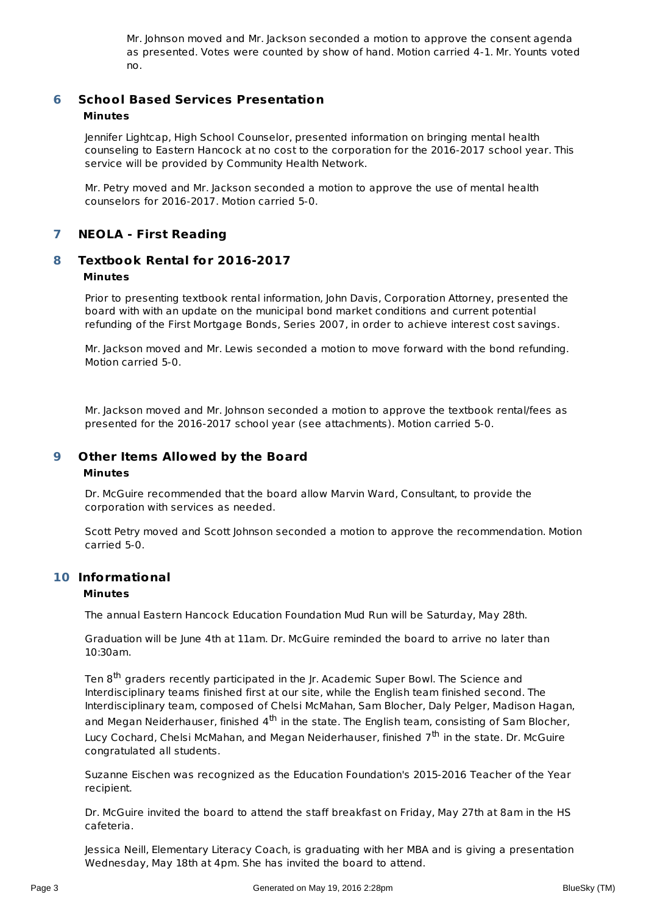Mr. Johnson moved and Mr. Jackson seconded a motion to approve the consent agenda as presented. Votes were counted by show of hand. Motion carried 4-1. Mr. Younts voted no.

## 6 School Based Services Presentation

**Minutes**

Jennifer Lightcap, High School Counselor, presented information on bringing mental health counseling to Eastern Hancock at no cost to the corporation for the 2016-2017 school year. This service will be provided by Community Health Network.

Mr. Petry moved and Mr. Jackson seconded a motion to approve the use of mental health counselors for 2016-2017. Motion carried 5-0.

## 7 NEOLA - First Reading

## 8 Textbook Rental for 2016-2017

**Minutes**

Prior to presenting textbook rental information, John Davis, Corporation Attorney, presented the board with with an update on the municipal bond market conditions and current potential refunding of the First Mortgage Bonds, Series 2007, in order to achieve interest cost savings.

Mr. Jackson moved and Mr. Lewis seconded a motion to move forward with the bond refunding. Motion carried 5-0.

Mr. Jackson moved and Mr. Johnson seconded a motion to approve the textbook rental/fees as presented for the 2016-2017 school year (see attachments). Motion carried 5-0.

## 9 Other Items Allowed by the Board

**Minutes**

Dr. McGuire recommended that the board allow Marvin Ward, Consultant, to provide the corporation with services as needed.

Scott Petry moved and Scott Johnson seconded a motion to approve the recommendation. Motion carried 5-0.

## 10 Informational

**Minutes**

The annual Eastern Hancock Education Foundation Mud Run will be Saturday, May 28th.

Graduation will be June 4th at 11am. Dr. McGuire reminded the board to arrive no later than 10:30am.

Ten 8th graders recently participated in the Jr. Academic Super Bowl. The Science and Interdisciplinary teams finished first at our site, while the English team finished second. The Interdisciplinary team, composed of Chelsi McMahan, Sam Blocher, Daly Pelger, Madison Hagan, and Megan Neiderhauser, finished 4th in the state. The English team, consisting of Sam Blocher, Lucy Cochard, Chelsi McMahan, and Megan Neiderhauser, finished 7th in the state. Dr. McGuire congratulated all students.

Suzanne Eischen was recognized as the Education Foundation's 2015-2016 Teacher of the Year recipient.

Dr. McGuire invited the board to attend the staff breakfast on Friday, May 27th at 8am in the HS cafeteria.

Jessica Neill, Elementary Literacy Coach, is graduating with her MBA and is giving a presentation Wednesday, May 18th at 4pm. She has invited the board to attend.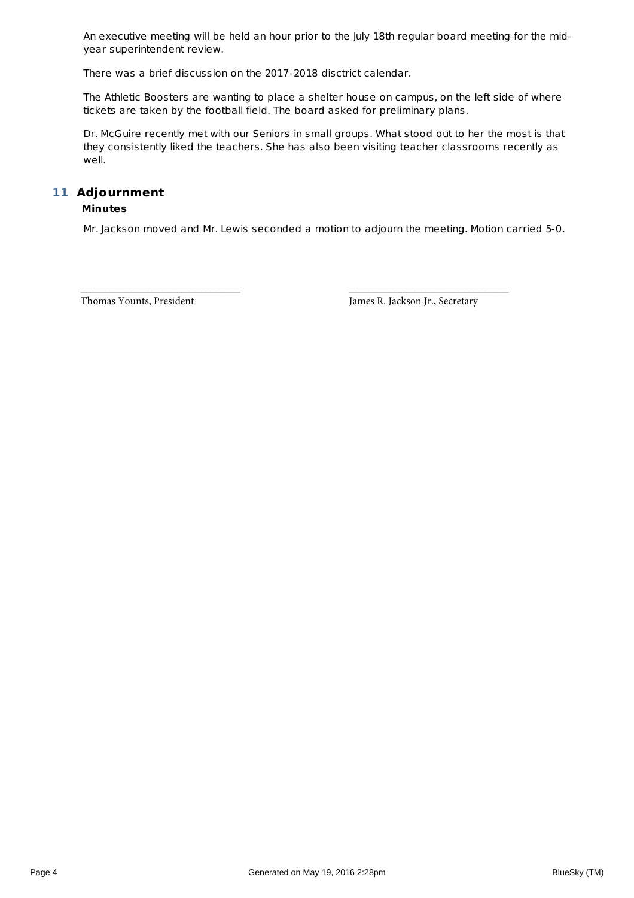An executive meeting will be held an hour prior to the July 18th regular board meeting for the mid-year superintendent review.

There was a brief discussion on the 2017-2018 disctrict calendar.

The Athletic Boosters are wanting to place a shelter house on campus, on the left side of where tickets are taken by the football field. The board asked for preliminary plans.

Dr. McGuire recently met with our Seniors in small groups. What stood out to her the most is that they consistently liked the teachers. She has also been visiting teacher classrooms recently as well.

## 11 Adjournment

**Minutes**

Mr. Jackson moved and Mr. Lewis seconded a motion to adjourn the meeting. Motion carried 5-0.

\_\_\_\_\_\_\_\_\_\_\_\_\_\_\_\_\_\_\_\_\_\_\_\_\_\_\_\_\_\_
Thomas Younts, President

\_\_\_\_\_\_\_\_\_\_\_\_\_\_\_\_\_\_\_\_\_\_\_\_\_\_\_\_\_\_
James R. Jackson Jr., Secretary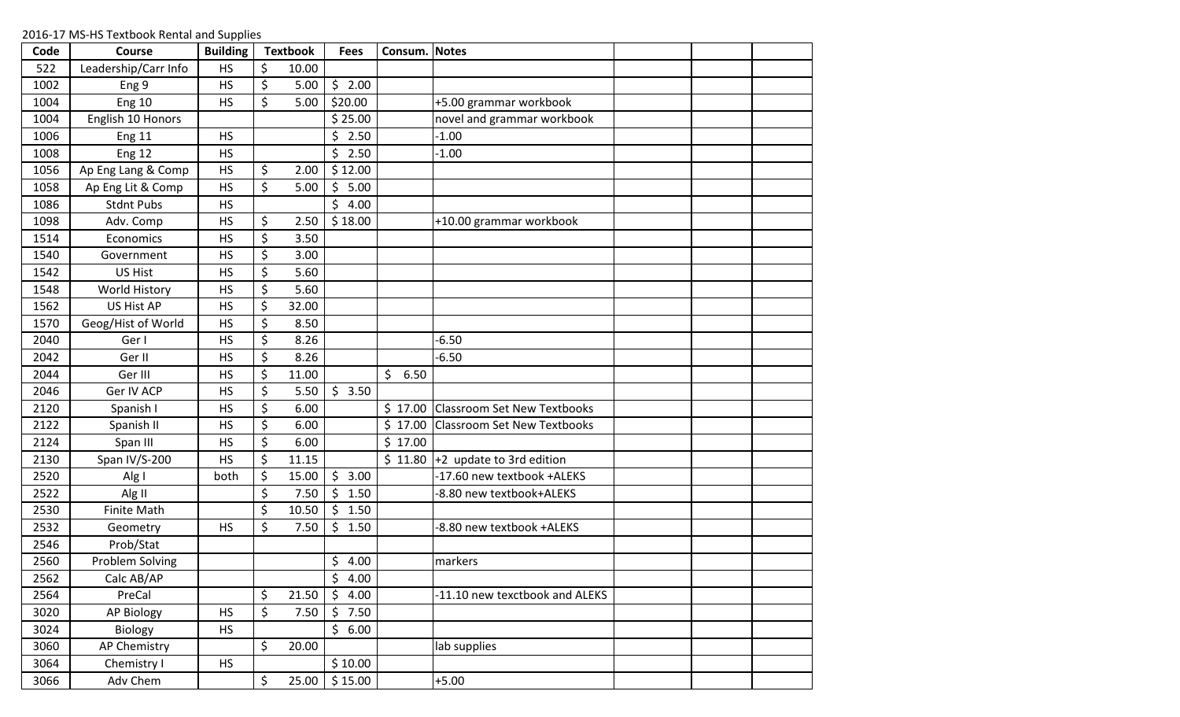2016-17 MS-HS Textbook Rental and Supplies

| Code | Course | Building | Textbook | Fees | Consum. | Notes | | | |
|---|---|---|---|---|---|---|---|---|---|
| 522 | Leadership/Carr Info | HS | $ 10.00 | | | | | | |
| 1002 | Eng 9 | HS | $ 5.00 | $ 2.00 | | | | | |
| 1004 | Eng 10 | HS | $ 5.00 | $20.00 | | +5.00 grammar workbook | | | |
| 1004 | English 10 Honors | | | $ 25.00 | | novel and grammar workbook | | | |
| 1006 | Eng 11 | HS | | $ 2.50 | | -1.00 | | | |
| 1008 | Eng 12 | HS | | $ 2.50 | | -1.00 | | | |
| 1056 | Ap Eng Lang & Comp | HS | $ 2.00 | $ 12.00 | | | | | |
| 1058 | Ap Eng Lit & Comp | HS | $ 5.00 | $ 5.00 | | | | | |
| 1086 | Stdnt Pubs | HS | | $ 4.00 | | | | | |
| 1098 | Adv. Comp | HS | $ 2.50 | $ 18.00 | | +10.00 grammar workbook | | | |
| 1514 | Economics | HS | $ 3.50 | | | | | | |
| 1540 | Government | HS | $ 3.00 | | | | | | |
| 1542 | US Hist | HS | $ 5.60 | | | | | | |
| 1548 | World History | HS | $ 5.60 | | | | | | |
| 1562 | US Hist AP | HS | $ 32.00 | | | | | | |
| 1570 | Geog/Hist of World | HS | $ 8.50 | | | | | | |
| 2040 | Ger I | HS | $ 8.26 | | | -6.50 | | | |
| 2042 | Ger II | HS | $ 8.26 | | | -6.50 | | | |
| 2044 | Ger III | HS | $ 11.00 | | $ 6.50 | | | | |
| 2046 | Ger IV ACP | HS | $ 5.50 | $ 3.50 | | | | | |
| 2120 | Spanish I | HS | $ 6.00 | | $ 17.00 | Classroom Set New Textbooks | | | |
| 2122 | Spanish II | HS | $ 6.00 | | $ 17.00 | Classroom Set New Textbooks | | | |
| 2124 | Span III | HS | $ 6.00 | | $ 17.00 | | | | |
| 2130 | Span IV/S-200 | HS | $ 11.15 | | $ 11.80 | +2 update to 3rd edition | | | |
| 2520 | Alg I | both | $ 15.00 | $ 3.00 | | -17.60 new textbook +ALEKS | | | |
| 2522 | Alg II | | $ 7.50 | $ 1.50 | | -8.80 new textbook+ALEKS | | | |
| 2530 | Finite Math | | $ 10.50 | $ 1.50 | | | | | |
| 2532 | Geometry | HS | $ 7.50 | $ 1.50 | | -8.80 new textbook +ALEKS | | | |
| 2546 | Prob/Stat | | | | | | | | |
| 2560 | Problem Solving | | | $ 4.00 | | markers | | | |
| 2562 | Calc AB/AP | | | $ 4.00 | | | | | |
| 2564 | PreCal | | $ 21.50 | $ 4.00 | | -11.10 new texctbook and ALEKS | | | |
| 3020 | AP Biology | HS | $ 7.50 | $ 7.50 | | | | | |
| 3024 | Biology | HS | | $ 6.00 | | | | | |
| 3060 | AP Chemistry | | $ 20.00 | | | lab supplies | | | |
| 3064 | Chemistry I | HS | | $ 10.00 | | | | | |
| 3066 | Adv Chem | | $ 25.00 | $ 15.00 | | +5.00 | | | |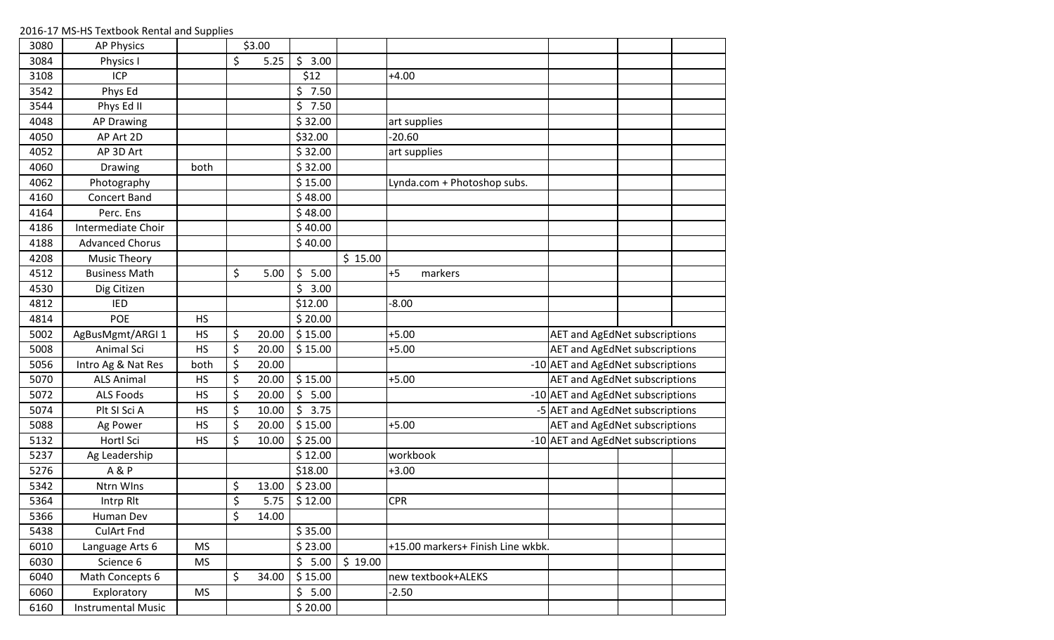2016-17 MS-HS Textbook Rental and Supplies

| | | | | | | | | | |
|---|---|---|---|---|---|---|---|---|---|
| 3080 | AP Physics | | $3.00 | | | | | | |
| 3084 | Physics I | | $ 5.25 | $ 3.00 | | | | | |
| 3108 | ICP | | | $12 | | +4.00 | | | |
| 3542 | Phys Ed | | | $ 7.50 | | | | | |
| 3544 | Phys Ed II | | | $ 7.50 | | | | | |
| 4048 | AP Drawing | | | $ 32.00 | | art supplies | | | |
| 4050 | AP Art 2D | | | $32.00 | | -20.60 | | | |
| 4052 | AP 3D Art | | | $ 32.00 | | art supplies | | | |
| 4060 | Drawing | both | | $ 32.00 | | | | | |
| 4062 | Photography | | | $ 15.00 | | Lynda.com + Photoshop subs. | | | |
| 4160 | Concert Band | | | $ 48.00 | | | | | |
| 4164 | Perc. Ens | | | $ 48.00 | | | | | |
| 4186 | Intermediate Choir | | | $ 40.00 | | | | | |
| 4188 | Advanced Chorus | | | $ 40.00 | | | | | |
| 4208 | Music Theory | | | | $ 15.00 | | | | |
| 4512 | Business Math | | $ 5.00 | $ 5.00 | | +5 markers | | | |
| 4530 | Dig Citizen | | | $ 3.00 | | | | | |
| 4812 | IED | | | $12.00 | | -8.00 | | | |
| 4814 | POE | HS | | $ 20.00 | | | | | |
| 5002 | AgBusMgmt/ARGI 1 | HS | $ 20.00 | $ 15.00 | | +5.00 | AET and AgEdNet subscriptions | | |
| 5008 | Animal Sci | HS | $ 20.00 | $ 15.00 | | +5.00 | AET and AgEdNet subscriptions | | |
| 5056 | Intro Ag & Nat Res | both | $ 20.00 | | | -10 | AET and AgEdNet subscriptions | | |
| 5070 | ALS Animal | HS | $ 20.00 | $ 15.00 | | +5.00 | AET and AgEdNet subscriptions | | |
| 5072 | ALS Foods | HS | $ 20.00 | $ 5.00 | | -10 | AET and AgEdNet subscriptions | | |
| 5074 | Plt Sl Sci A | HS | $ 10.00 | $ 3.75 | | -5 | AET and AgEdNet subscriptions | | |
| 5088 | Ag Power | HS | $ 20.00 | $ 15.00 | | +5.00 | AET and AgEdNet subscriptions | | |
| 5132 | Hortl Sci | HS | $ 10.00 | $ 25.00 | | -10 | AET and AgEdNet subscriptions | | |
| 5237 | Ag Leadership | | | $ 12.00 | | workbook | | | |
| 5276 | A & P | | | $18.00 | | +3.00 | | | |
| 5342 | Ntrn Wlns | | $ 13.00 | $ 23.00 | | | | | |
| 5364 | Intrp Rlt | | $ 5.75 | $ 12.00 | | CPR | | | |
| 5366 | Human Dev | | $ 14.00 | | | | | | |
| 5438 | CulArt Fnd | | | $ 35.00 | | | | | |
| 6010 | Language Arts 6 | MS | | $ 23.00 | | +15.00 markers+ Finish Line wkbk. | | | |
| 6030 | Science 6 | MS | | $ 5.00 | $ 19.00 | | | | |
| 6040 | Math Concepts 6 | | $ 34.00 | $ 15.00 | | new textbook+ALEKS | | | |
| 6060 | Exploratory | MS | | $ 5.00 | | -2.50 | | | |
| 6160 | Instrumental Music | | | $ 20.00 | | | | | |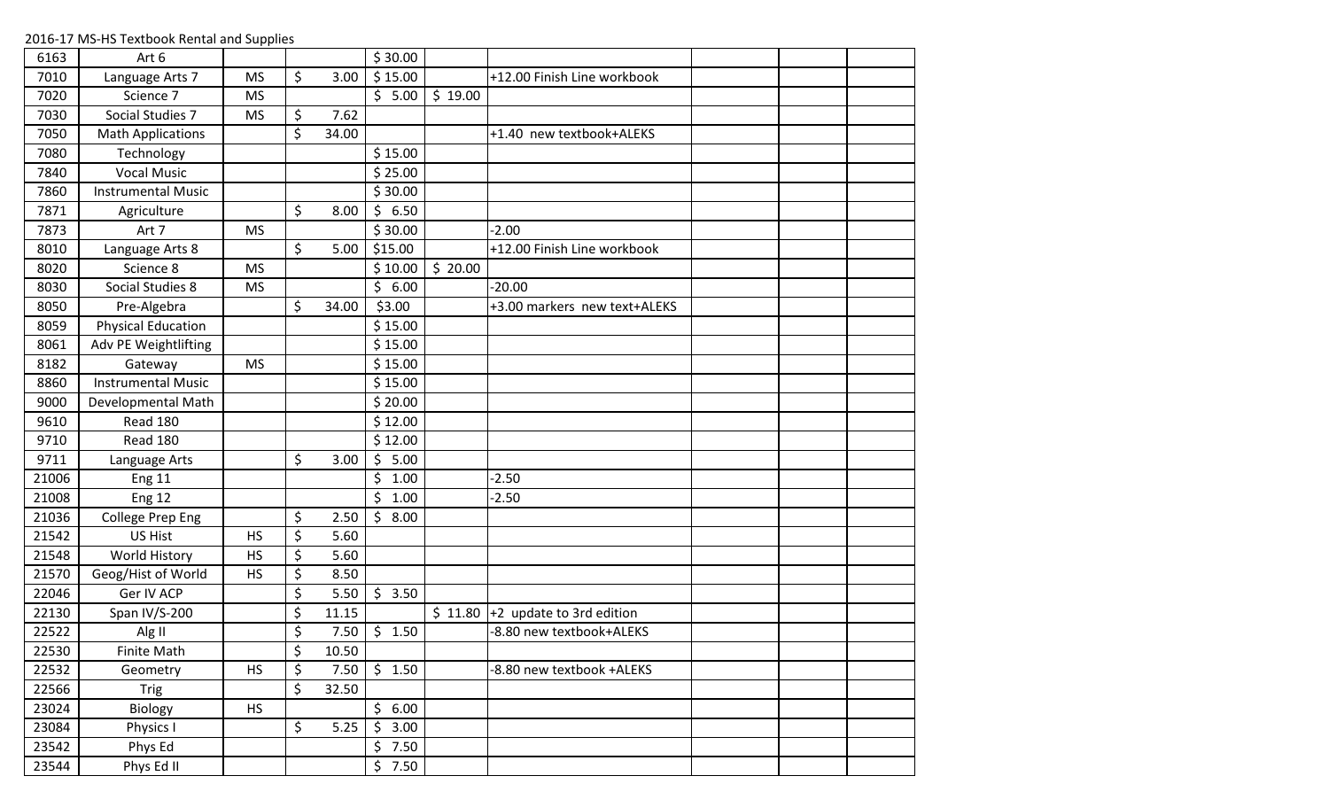2016-17 MS-HS Textbook Rental and Supplies

| | | | | | | | | | |
|---|---|---|---|---|---|---|---|---|---|
| 6163 | Art 6 | | | $ 30.00 | | | | | |
| 7010 | Language Arts 7 | MS | $ 3.00 | $ 15.00 | | +12.00 Finish Line workbook | | | |
| 7020 | Science 7 | MS | | $ 5.00 | $ 19.00 | | | | |
| 7030 | Social Studies 7 | MS | $ 7.62 | | | | | | |
| 7050 | Math Applications | | $ 34.00 | | | +1.40 new textbook+ALEKS | | | |
| 7080 | Technology | | | $ 15.00 | | | | | |
| 7840 | Vocal Music | | | $ 25.00 | | | | | |
| 7860 | Instrumental Music | | | $ 30.00 | | | | | |
| 7871 | Agriculture | | $ 8.00 | $ 6.50 | | | | | |
| 7873 | Art 7 | MS | | $ 30.00 | | -2.00 | | | |
| 8010 | Language Arts 8 | | $ 5.00 | $15.00 | | +12.00 Finish Line workbook | | | |
| 8020 | Science 8 | MS | | $ 10.00 | $ 20.00 | | | | |
| 8030 | Social Studies 8 | MS | | $ 6.00 | | -20.00 | | | |
| 8050 | Pre-Algebra | | $ 34.00 | $3.00 | | +3.00 markers new text+ALEKS | | | |
| 8059 | Physical Education | | | $ 15.00 | | | | | |
| 8061 | Adv PE Weightlifting | | | $ 15.00 | | | | | |
| 8182 | Gateway | MS | | $ 15.00 | | | | | |
| 8860 | Instrumental Music | | | $ 15.00 | | | | | |
| 9000 | Developmental Math | | | $ 20.00 | | | | | |
| 9610 | Read 180 | | | $ 12.00 | | | | | |
| 9710 | Read 180 | | | $ 12.00 | | | | | |
| 9711 | Language Arts | | $ 3.00 | $ 5.00 | | | | | |
| 21006 | Eng 11 | | | $ 1.00 | | -2.50 | | | |
| 21008 | Eng 12 | | | $ 1.00 | | -2.50 | | | |
| 21036 | College Prep Eng | | $ 2.50 | $ 8.00 | | | | | |
| 21542 | US Hist | HS | $ 5.60 | | | | | | |
| 21548 | World History | HS | $ 5.60 | | | | | | |
| 21570 | Geog/Hist of World | HS | $ 8.50 | | | | | | |
| 22046 | Ger IV ACP | | $ 5.50 | $ 3.50 | | | | | |
| 22130 | Span IV/S-200 | | $ 11.15 | | $ 11.80 | +2 update to 3rd edition | | | |
| 22522 | Alg II | | $ 7.50 | $ 1.50 | | -8.80 new textbook+ALEKS | | | |
| 22530 | Finite Math | | $ 10.50 | | | | | | |
| 22532 | Geometry | HS | $ 7.50 | $ 1.50 | | -8.80 new textbook +ALEKS | | | |
| 22566 | Trig | | $ 32.50 | | | | | | |
| 23024 | Biology | HS | | $ 6.00 | | | | | |
| 23084 | Physics I | | $ 5.25 | $ 3.00 | | | | | |
| 23542 | Phys Ed | | | $ 7.50 | | | | | |
| 23544 | Phys Ed II | | | $ 7.50 | | | | | |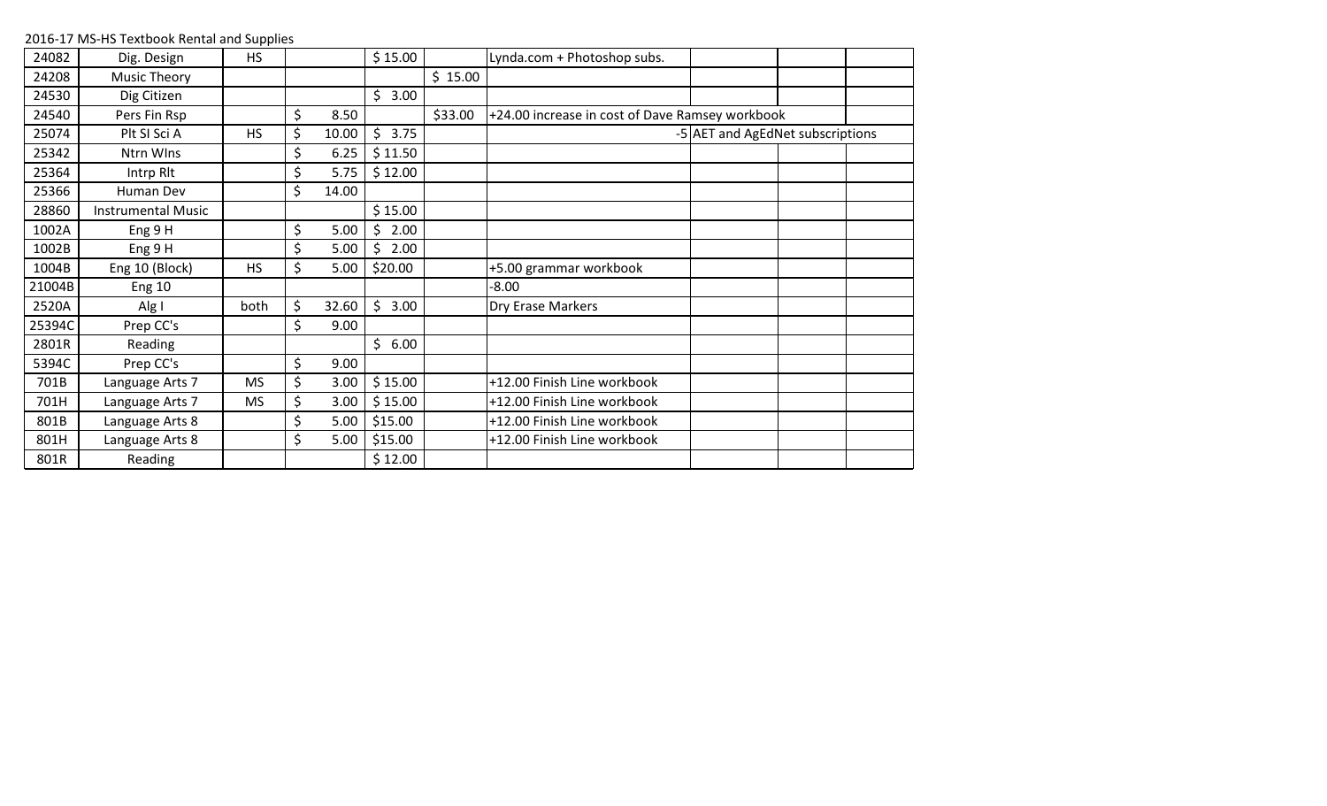2016-17 MS-HS Textbook Rental and Supplies

| | | | | | | | | | |
|---|---|---|---|---|---|---|---|---|---|
| 24082 | Dig. Design | HS | | $ 15.00 | | Lynda.com + Photoshop subs. | | | |
| 24208 | Music Theory | | | | $ 15.00 | | | | |
| 24530 | Dig Citizen | | | $ 3.00 | | | | | |
| 24540 | Pers Fin Rsp | | $ 8.50 | | $33.00 | +24.00 increase in cost of Dave Ramsey workbook | | | |
| 25074 | Plt Sl Sci A | HS | $ 10.00 | $ 3.75 | | -5 | AET and AgEdNet subscriptions | | |
| 25342 | Ntrn Wlns | | $ 6.25 | $ 11.50 | | | | | |
| 25364 | Intrp Rlt | | $ 5.75 | $ 12.00 | | | | | |
| 25366 | Human Dev | | $ 14.00 | | | | | | |
| 28860 | Instrumental Music | | | $ 15.00 | | | | | |
| 1002A | Eng 9 H | | $ 5.00 | $ 2.00 | | | | | |
| 1002B | Eng 9 H | | $ 5.00 | $ 2.00 | | | | | |
| 1004B | Eng 10 (Block) | HS | $ 5.00 | $20.00 | | +5.00 grammar workbook | | | |
| 21004B | Eng 10 | | | | | -8.00 | | | |
| 2520A | Alg I | both | $ 32.60 | $ 3.00 | | Dry Erase Markers | | | |
| 25394C | Prep CC's | | $ 9.00 | | | | | | |
| 2801R | Reading | | | $ 6.00 | | | | | |
| 5394C | Prep CC's | | $ 9.00 | | | | | | |
| 701B | Language Arts 7 | MS | $ 3.00 | $ 15.00 | | +12.00 Finish Line workbook | | | |
| 701H | Language Arts 7 | MS | $ 3.00 | $ 15.00 | | +12.00 Finish Line workbook | | | |
| 801B | Language Arts 8 | | $ 5.00 | $15.00 | | +12.00 Finish Line workbook | | | |
| 801H | Language Arts 8 | | $ 5.00 | $15.00 | | +12.00 Finish Line workbook | | | |
| 801R | Reading | | | $ 12.00 | | | | | |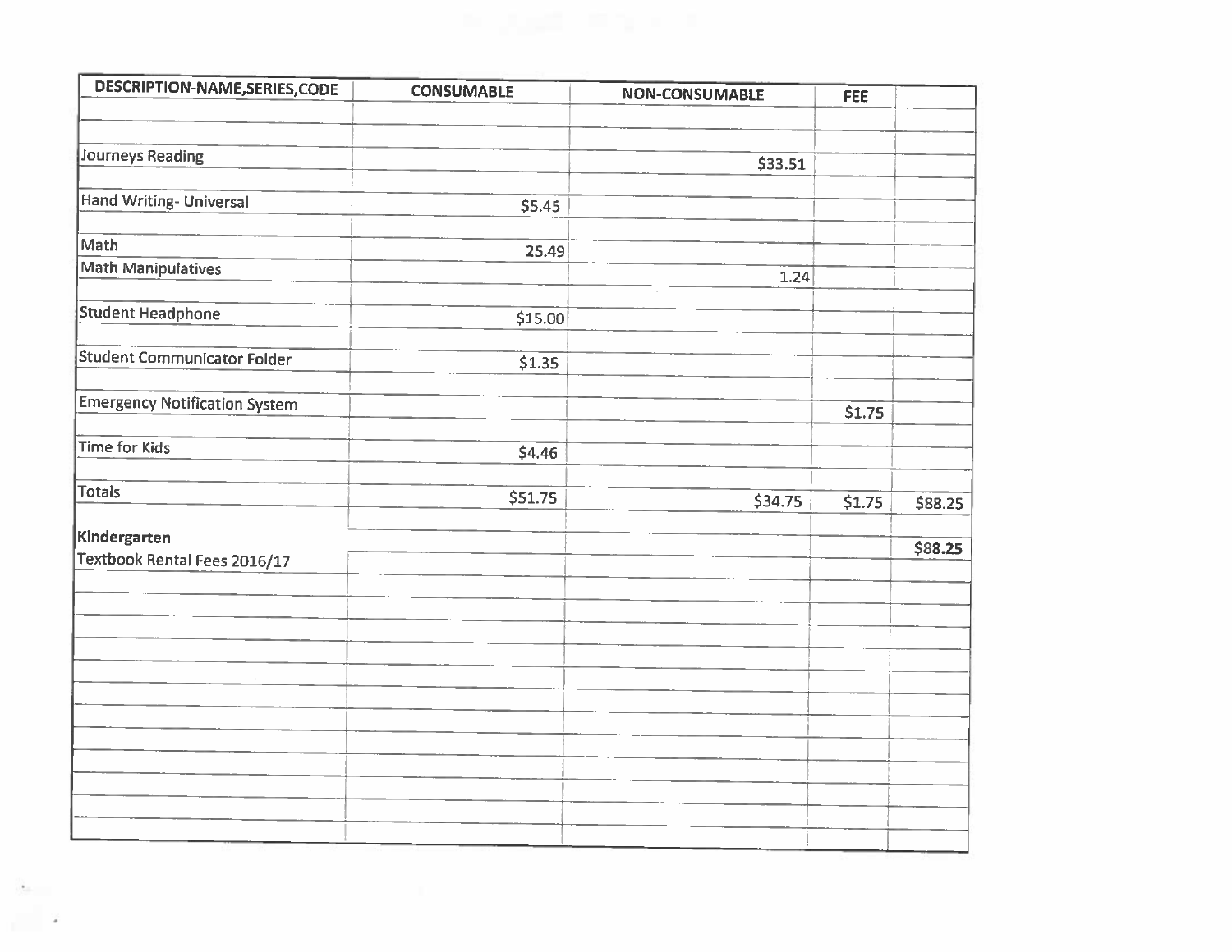| DESCRIPTION-NAME,SERIES,CODE | CONSUMABLE | NON-CONSUMABLE | FEE | |
|---|---|---|---|---|
| Journeys Reading | | $33.51 | | |
| Hand Writing- Universal | $5.45 | | | |
| Math | 25.49 | | | |
| Math Manipulatives | | 1.24 | | |
| Student Headphone | $15.00 | | | |
| Student Communicator Folder | $1.35 | | | |
| Emergency Notification System | | | $1.75 | |
| Time for Kids | $4.46 | | | |
| Totals | $51.75 | $34.75 | $1.75 | $88.25 |
| **Kindergarten** | | | | **$88.25** |
| Textbook Rental Fees 2016/17 | | | | |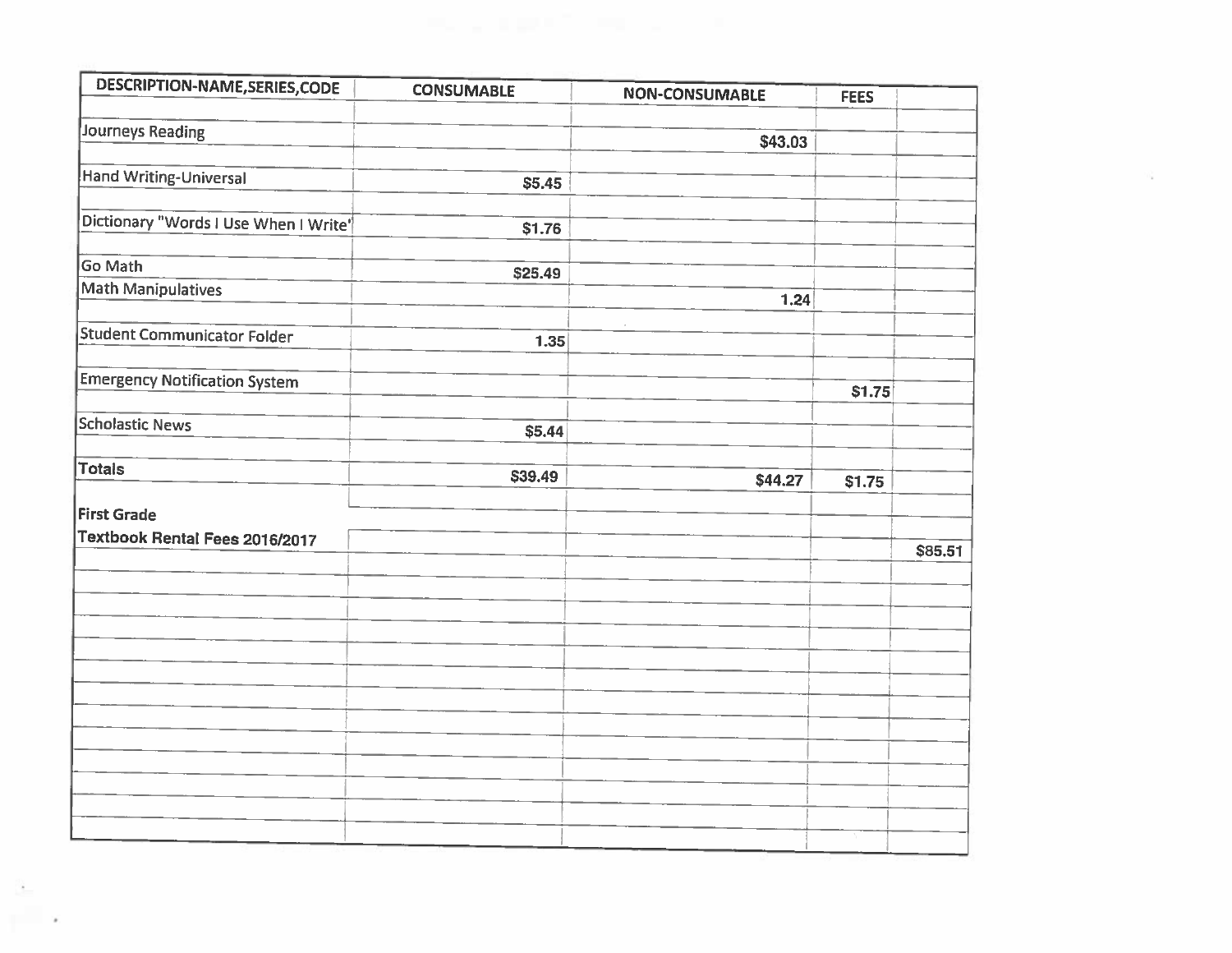| DESCRIPTION-NAME,SERIES,CODE | CONSUMABLE | NON-CONSUMABLE | FEES | |
|---|---|---|---|---|
| Journeys Reading | | $43.03 | | |
| Hand Writing-Universal | $5.45 | | | |
| Dictionary "Words I Use When I Write" | $1.76 | | | |
| Go Math | $25.49 | | | |
| Math Manipulatives | | 1.24 | | |
| Student Communicator Folder | 1.35 | | | |
| Emergency Notification System | | | $1.75 | |
| Scholastic News | $5.44 | | | |
| Totals | $39.49 | $44.27 | $1.75 | |
| **First Grade** | | | | |
| **Textbook Rental Fees 2016/2017** | | | | $85.51 |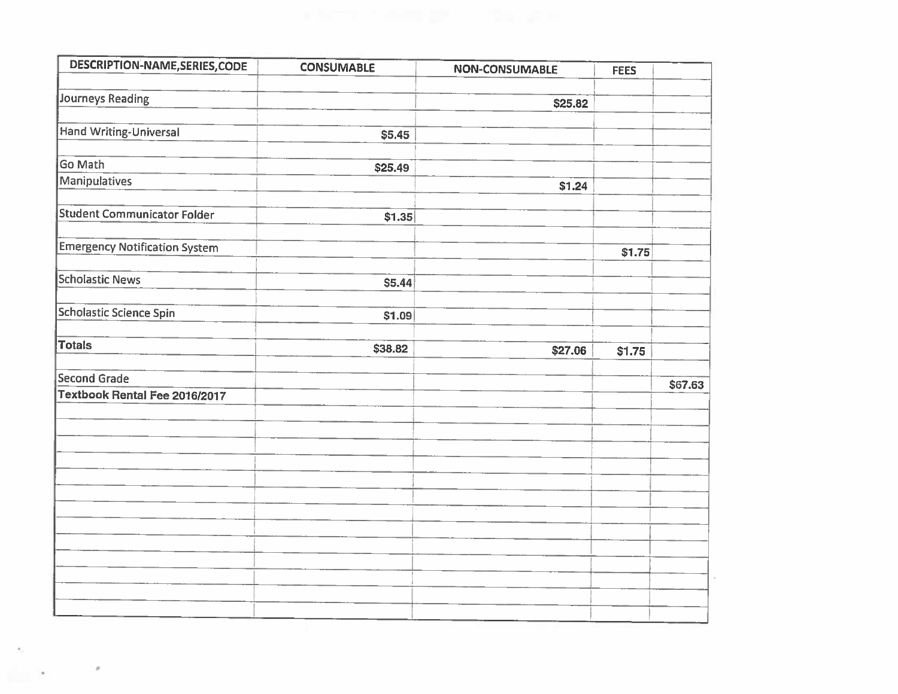| DESCRIPTION-NAME,SERIES,CODE | CONSUMABLE | NON-CONSUMABLE | FEES | |
|---|---|---|---|---|
| Journeys Reading | | $25.82 | | |
| Hand Writing-Universal | $5.45 | | | |
| Go Math | $25.49 | | | |
| Manipulatives | | $1.24 | | |
| Student Communicator Folder | $1.35 | | | |
| Emergency Notification System | | | $1.75 | |
| Scholastic News | $5.44 | | | |
| Scholastic Science Spin | $1.09 | | | |
| **Totals** | $38.82 | $27.06 | $1.75 | |
| Second Grade | | | | $67.63 |
| **Textbook Rental Fee 2016/2017** | | | | |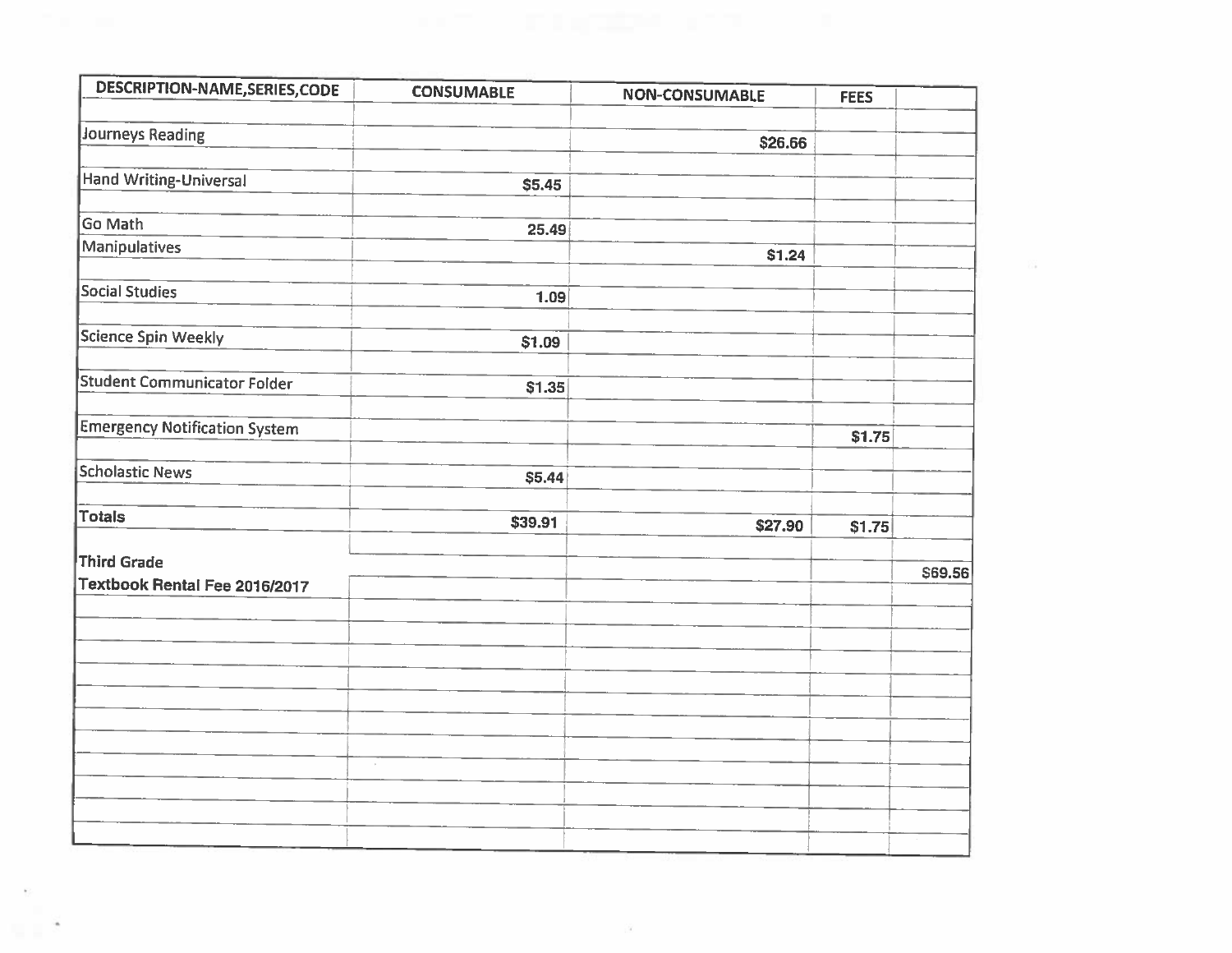| DESCRIPTION-NAME,SERIES,CODE | CONSUMABLE | NON-CONSUMABLE | FEES | |
|---|---|---|---|---|
| Journeys Reading | | $26.66 | | |
| Hand Writing-Universal | $5.45 | | | |
| Go Math | 25.49 | | | |
| Manipulatives | | $1.24 | | |
| Social Studies | 1.09 | | | |
| Science Spin Weekly | $1.09 | | | |
| Student Communicator Folder | $1.35 | | | |
| Emergency Notification System | | | $1.75 | |
| Scholastic News | $5.44 | | | |
| **Totals** | $39.91 | $27.90 | $1.75 | |
| **Third Grade Textbook Rental Fee 2016/2017** | | | | $69.56 |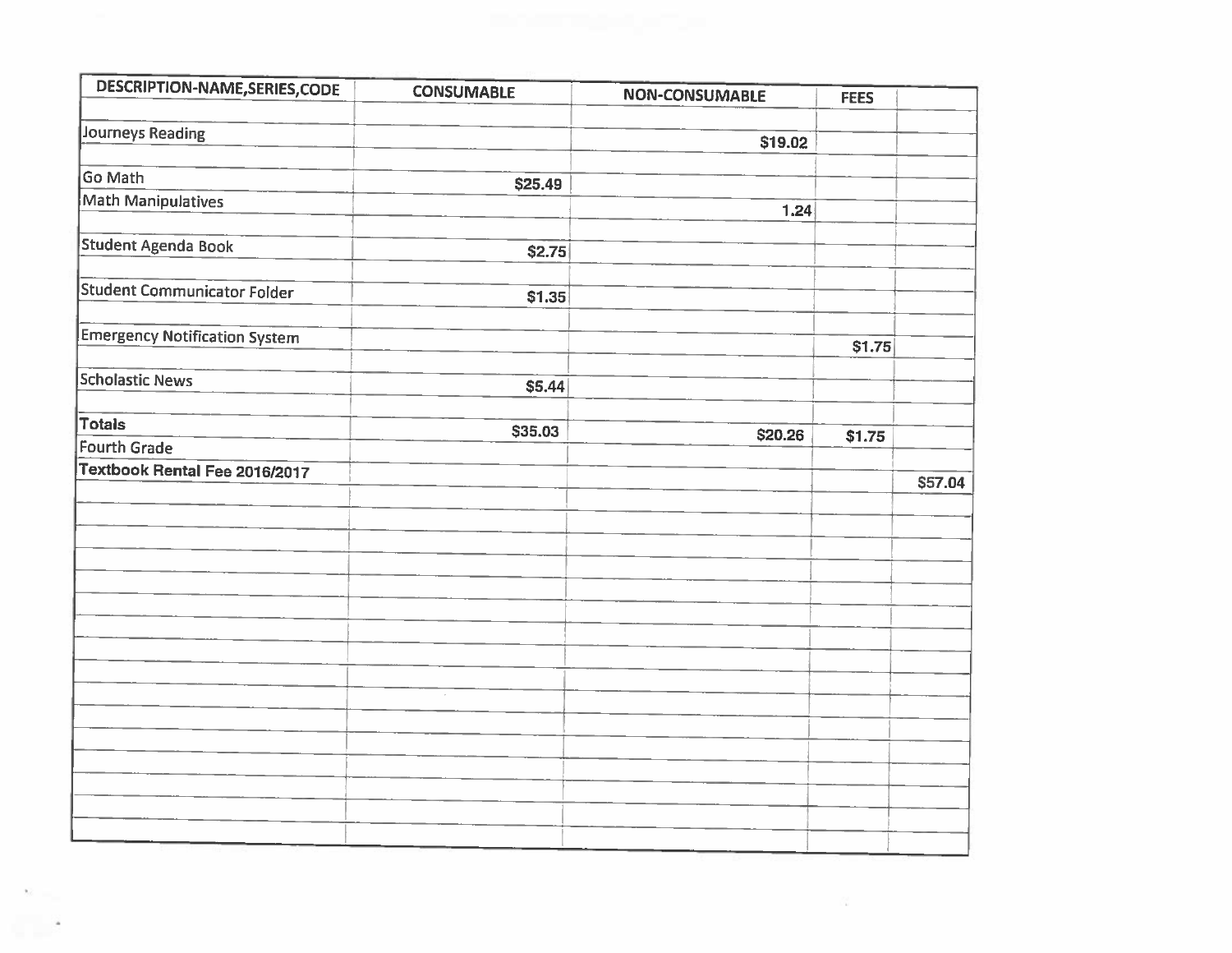| DESCRIPTION-NAME,SERIES,CODE | CONSUMABLE | NON-CONSUMABLE | FEES | |
|---|---|---|---|---|
| Journeys Reading | | $19.02 | | |
| Go Math | $25.49 | | | |
| Math Manipulatives | | 1.24 | | |
| Student Agenda Book | $2.75 | | | |
| Student Communicator Folder | $1.35 | | | |
| Emergency Notification System | | | $1.75 | |
| Scholastic News | $5.44 | | | |
| **Totals** | $35.03 | $20.26 | $1.75 | |
| Fourth Grade | | | | |
| **Textbook Rental Fee 2016/2017** | | | | $57.04 |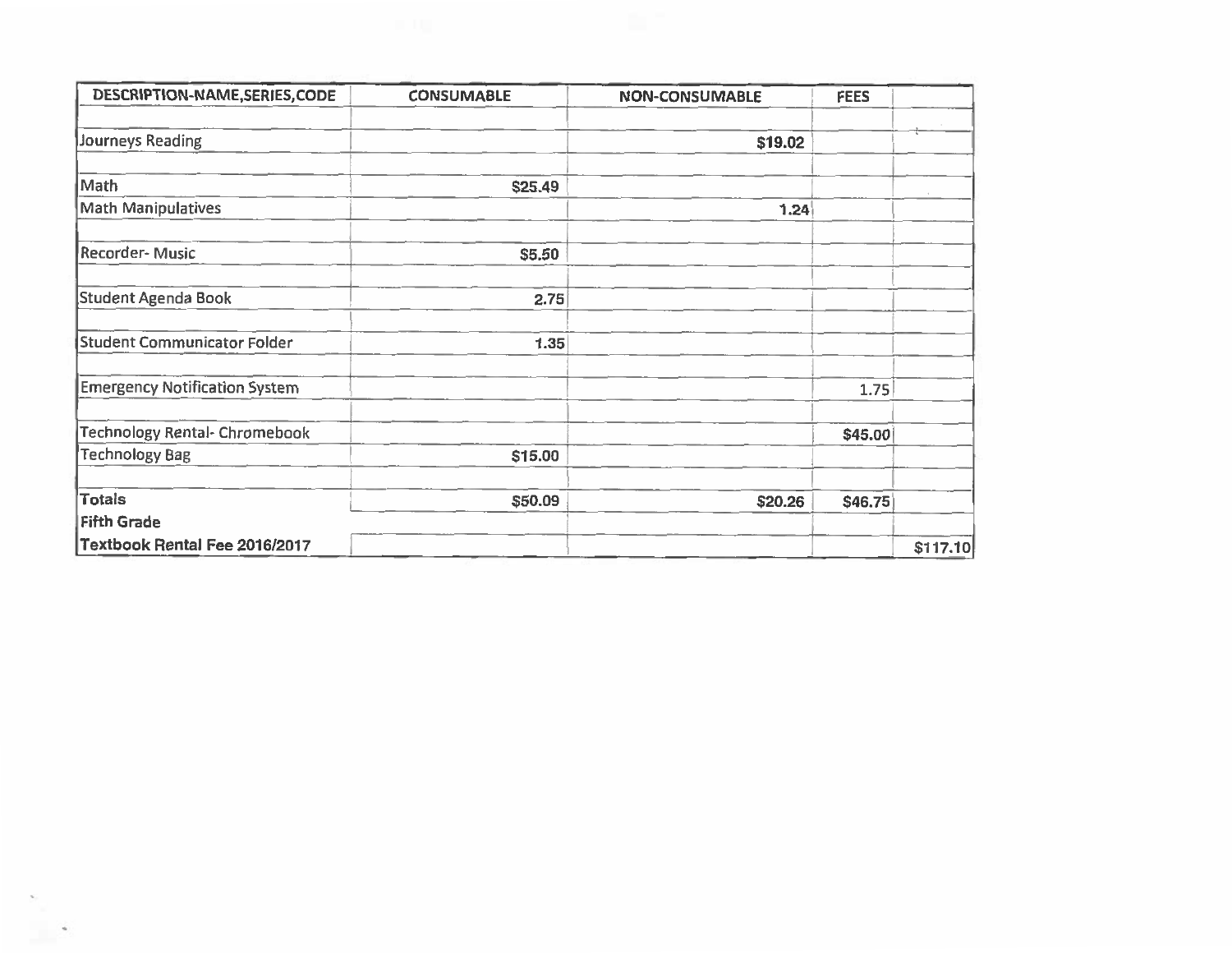| DESCRIPTION-NAME,SERIES,CODE | CONSUMABLE | NON-CONSUMABLE | FEES | |
|---|---|---|---|---|
| | | | | |
| Journeys Reading | | $19.02 | | |
| | | | | |
| Math | $25.49 | | | |
| Math Manipulatives | | 1.24 | | |
| | | | | |
| Recorder- Music | $5.50 | | | |
| | | | | |
| Student Agenda Book | 2.75 | | | |
| | | | | |
| Student Communicator Folder | 1.35 | | | |
| | | | | |
| Emergency Notification System | | | 1.75 | |
| | | | | |
| Technology Rental- Chromebook | | | $45.00 | |
| Technology Bag | $15.00 | | | |
| | | | | |
| **Totals** | $50.09 | $20.26 | $46.75 | |
| **Fifth Grade** | | | | |
| **Textbook Rental Fee 2016/2017** | | | | $117.10 |